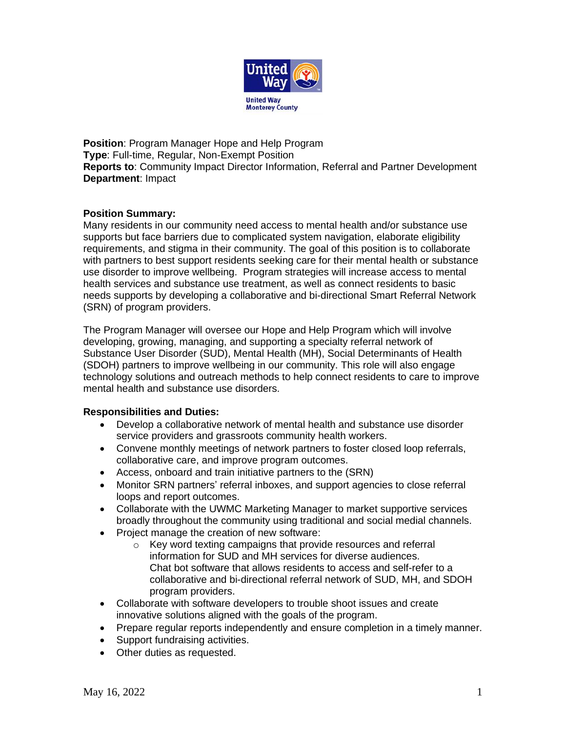United Way Monterey County

**Position**: Program Manager Hope and Help Program
**Type**: Full-time, Regular, Non-Exempt Position
**Reports to**: Community Impact Director Information, Referral and Partner Development
**Department**: Impact

**Position Summary:**
Many residents in our community need access to mental health and/or substance use supports but face barriers due to complicated system navigation, elaborate eligibility requirements, and stigma in their community. The goal of this position is to collaborate with partners to best support residents seeking care for their mental health or substance use disorder to improve wellbeing. Program strategies will increase access to mental health services and substance use treatment, as well as connect residents to basic needs supports by developing a collaborative and bi-directional Smart Referral Network (SRN) of program providers.

The Program Manager will oversee our Hope and Help Program which will involve developing, growing, managing, and supporting a specialty referral network of Substance User Disorder (SUD), Mental Health (MH), Social Determinants of Health (SDOH) partners to improve wellbeing in our community. This role will also engage technology solutions and outreach methods to help connect residents to care to improve mental health and substance use disorders.

**Responsibilities and Duties:**

- Develop a collaborative network of mental health and substance use disorder service providers and grassroots community health workers.
- Convene monthly meetings of network partners to foster closed loop referrals, collaborative care, and improve program outcomes.
- Access, onboard and train initiative partners to the (SRN)
- Monitor SRN partners' referral inboxes, and support agencies to close referral loops and report outcomes.
- Collaborate with the UWMC Marketing Manager to market supportive services broadly throughout the community using traditional and social medial channels.
- Project manage the creation of new software:
  - Key word texting campaigns that provide resources and referral information for SUD and MH services for diverse audiences. Chat bot software that allows residents to access and self-refer to a collaborative and bi-directional referral network of SUD, MH, and SDOH program providers.
- Collaborate with software developers to trouble shoot issues and create innovative solutions aligned with the goals of the program.
- Prepare regular reports independently and ensure completion in a timely manner.
- Support fundraising activities.
- Other duties as requested.

May 16, 2022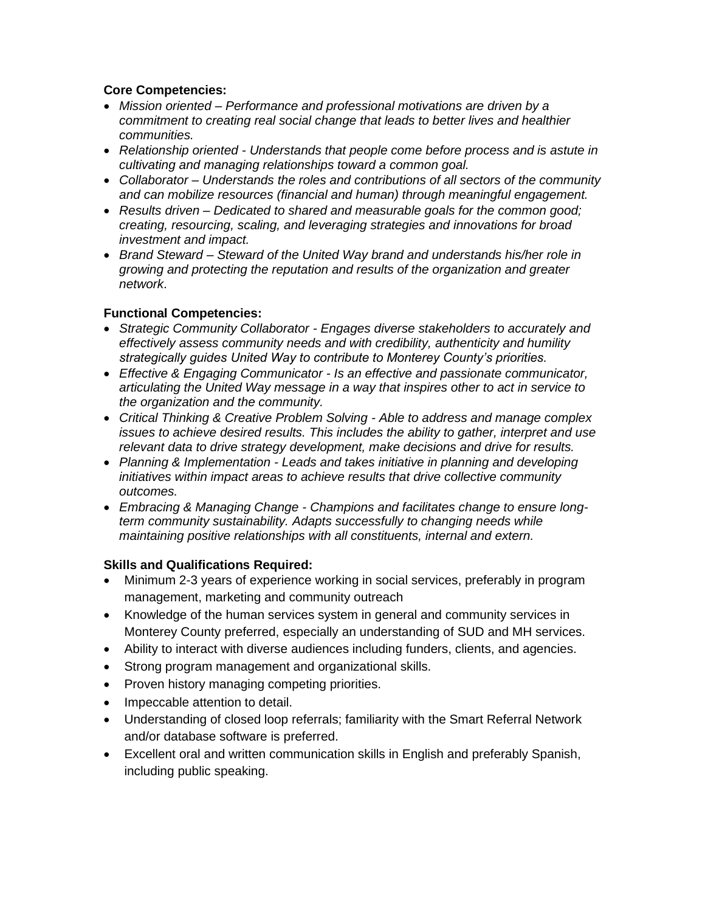**Core Competencies:**

- *Mission oriented – Performance and professional motivations are driven by a commitment to creating real social change that leads to better lives and healthier communities.*
- *Relationship oriented - Understands that people come before process and is astute in cultivating and managing relationships toward a common goal.*
- *Collaborator – Understands the roles and contributions of all sectors of the community and can mobilize resources (financial and human) through meaningful engagement.*
- *Results driven – Dedicated to shared and measurable goals for the common good; creating, resourcing, scaling, and leveraging strategies and innovations for broad investment and impact.*
- *Brand Steward – Steward of the United Way brand and understands his/her role in growing and protecting the reputation and results of the organization and greater network*.

**Functional Competencies:**

- *Strategic Community Collaborator - Engages diverse stakeholders to accurately and effectively assess community needs and with credibility, authenticity and humility strategically guides United Way to contribute to Monterey County's priorities.*
- *Effective & Engaging Communicator - Is an effective and passionate communicator, articulating the United Way message in a way that inspires other to act in service to the organization and the community.*
- *Critical Thinking & Creative Problem Solving - Able to address and manage complex issues to achieve desired results. This includes the ability to gather, interpret and use relevant data to drive strategy development, make decisions and drive for results.*
- *Planning & Implementation - Leads and takes initiative in planning and developing initiatives within impact areas to achieve results that drive collective community outcomes.*
- *Embracing & Managing Change - Champions and facilitates change to ensure long-term community sustainability. Adapts successfully to changing needs while maintaining positive relationships with all constituents, internal and extern.*

**Skills and Qualifications Required:**

- Minimum 2-3 years of experience working in social services, preferably in program management, marketing and community outreach
- Knowledge of the human services system in general and community services in Monterey County preferred, especially an understanding of SUD and MH services.
- Ability to interact with diverse audiences including funders, clients, and agencies.
- Strong program management and organizational skills.
- Proven history managing competing priorities.
- Impeccable attention to detail.
- Understanding of closed loop referrals; familiarity with the Smart Referral Network and/or database software is preferred.
- Excellent oral and written communication skills in English and preferably Spanish, including public speaking.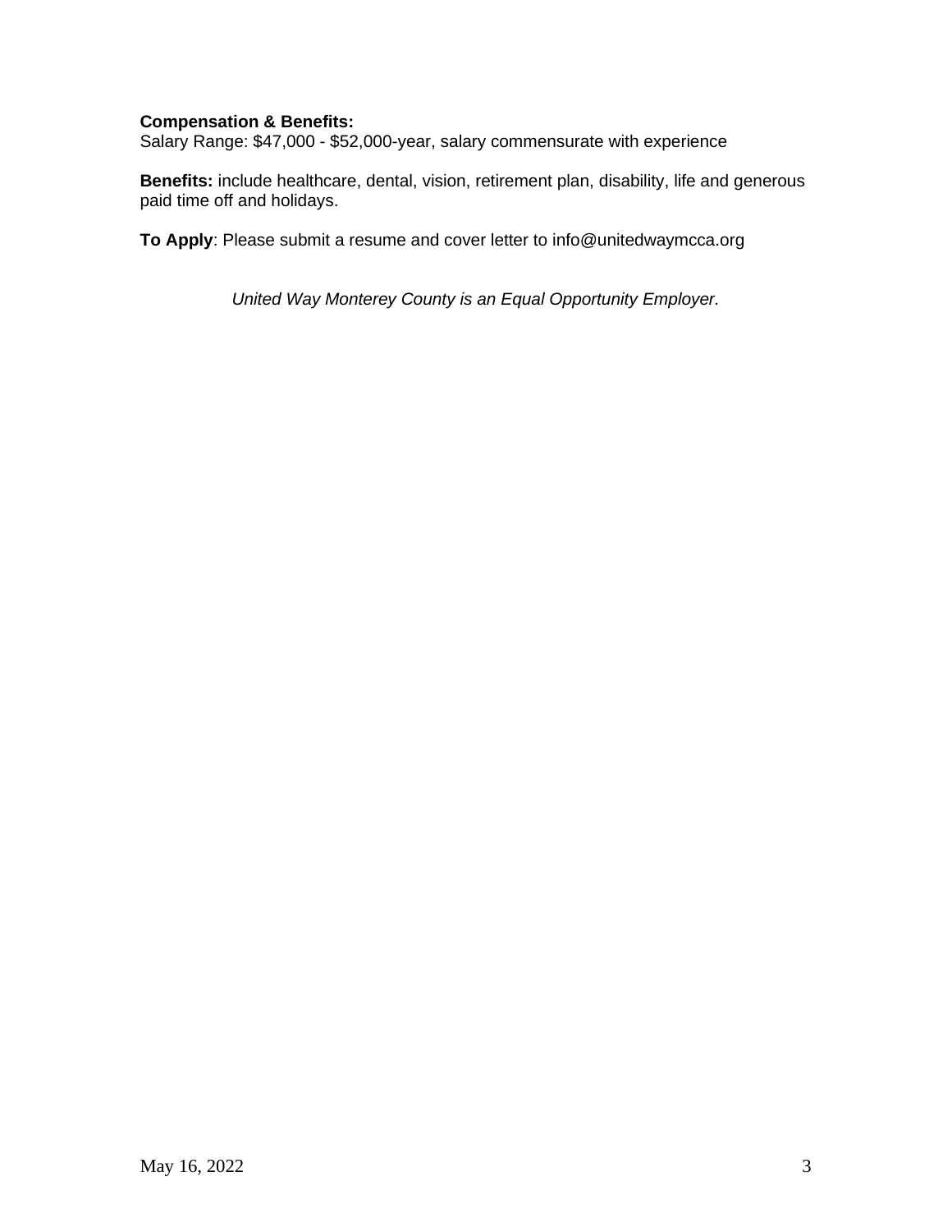**Compensation & Benefits:**
Salary Range: $47,000 - $52,000-year, salary commensurate with experience

**Benefits:** include healthcare, dental, vision, retirement plan, disability, life and generous paid time off and holidays.

**To Apply**: Please submit a resume and cover letter to info@unitedwaymcca.org

*United Way Monterey County is an Equal Opportunity Employer.*